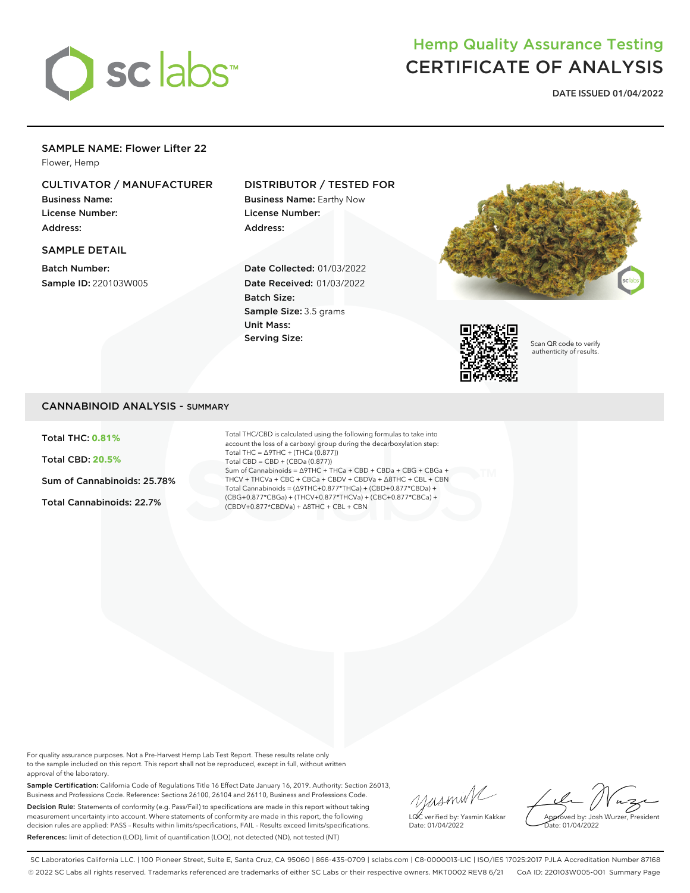# Hemp Quality Assurance Testing

# CERTIFICATE OF ANALYSIS

**DATE ISSUED 01/04/2022**

## SAMPLE NAME: Flower Lifter 22

Flower, Hemp

### CULTIVATOR / MANUFACTURER

**Business Name:**

**License Number:**

**Address:**

### SAMPLE DETAIL

**Batch Number:**

**Sample ID:** 220103W005

### DISTRIBUTOR / TESTED FOR

**Business Name:** Earthy Now

**License Number:**

**Address:**

**Date Collected:** 01/03/2022

**Date Received:** 01/03/2022

**Batch Size:**

**Sample Size:** 3.5 grams

**Unit Mass:**

**Serving Size:**

Scan QR code to verify authenticity of results.

## CANNABINOID ANALYSIS - SUMMARY

Total THC: **0.81%**

Total CBD: **20.5%**

Sum of Cannabinoids: 25.78%

Total Cannabinoids: 22.7%

Total THC/CBD is calculated using the following formulas to take into account the loss of a carboxyl group during the decarboxylation step:
Total THC = Δ9THC + (THCa (0.877))
Total CBD = CBD + (CBDa (0.877))
Sum of Cannabinoids = Δ9THC + THCa + CBD + CBDa + CBG + CBGa + THCV + THCVa + CBC + CBCa + CBDV + CBDVa + Δ8THC + CBL + CBN
Total Cannabinoids = (Δ9THC+0.877*THCa) + (CBD+0.877*CBDa) + (CBG+0.877*CBGa) + (THCV+0.877*THCVa) + (CBC+0.877*CBCa) + (CBDV+0.877*CBDVa) + Δ8THC + CBL + CBN

For quality assurance purposes. Not a Pre-Harvest Hemp Lab Test Report. These results relate only to the sample included on this report. This report shall not be reproduced, except in full, without written approval of the laboratory.

**Sample Certification:** California Code of Regulations Title 16 Effect Date January 16, 2019. Authority: Section 26013, Business and Professions Code. Reference: Sections 26100, 26104 and 26110, Business and Professions Code.

**Decision Rule:** Statements of conformity (e.g. Pass/Fail) to specifications are made in this report without taking measurement uncertainty into account. Where statements of conformity are made in this report, the following decision rules are applied: PASS – Results within limits/specifications, FAIL – Results exceed limits/specifications.

**References:** limit of detection (LOD), limit of quantification (LOQ), not detected (ND), not tested (NT)

LQC verified by: Yasmin Kakkar
Date: 01/04/2022

Approved by: Josh Wurzer, President
Date: 01/04/2022

SC Laboratories California LLC. | 100 Pioneer Street, Suite E, Santa Cruz, CA 95060 | 866-435-0709 | sclabs.com | C8-0000013-LIC | ISO/IES 17025:2017 PJLA Accreditation Number 87168
© 2022 SC Labs all rights reserved. Trademarks referenced are trademarks of either SC Labs or their respective owners. MKT0002 REV8 6/21 CoA ID: 220103W005-001 Summary Page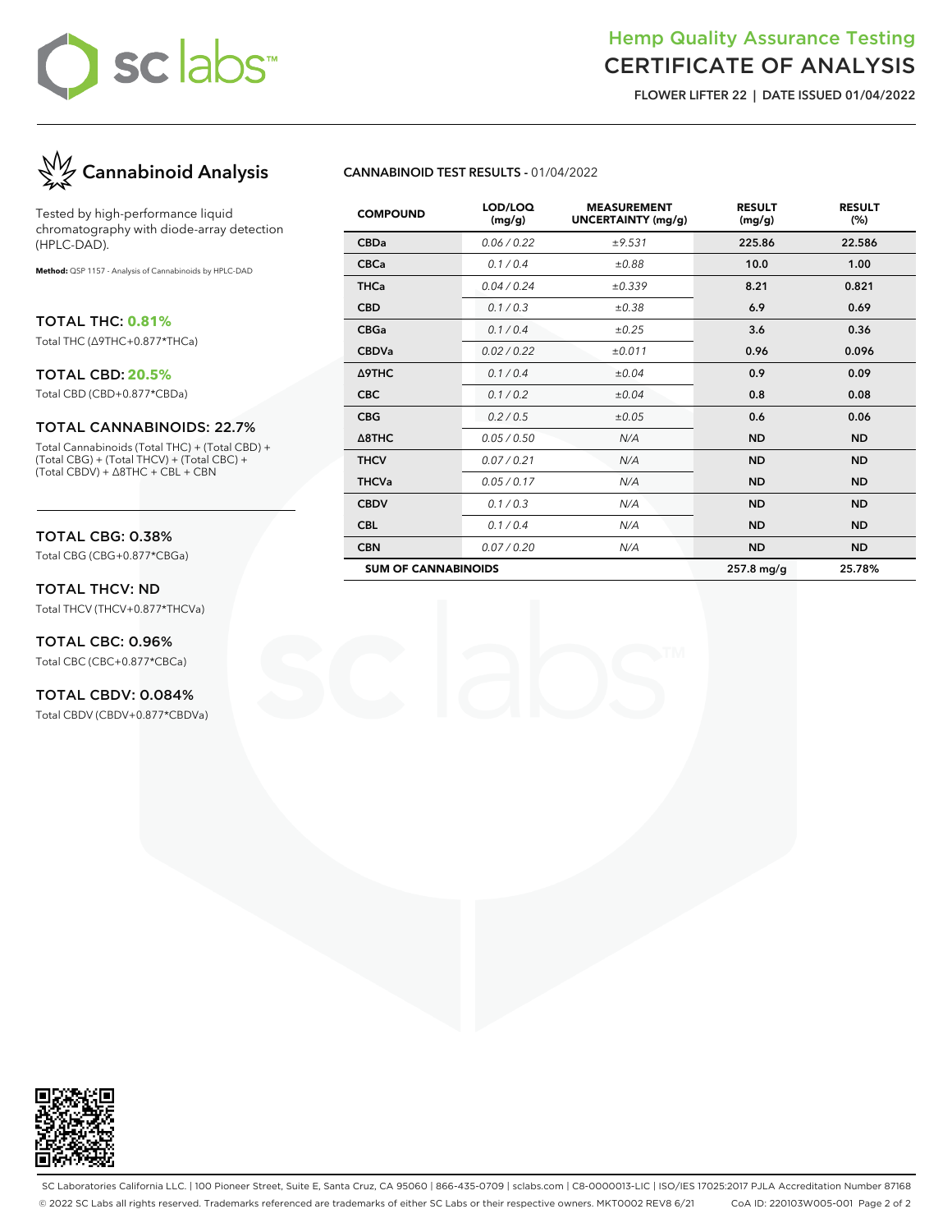# Hemp Quality Assurance Testing
# CERTIFICATE OF ANALYSIS

**FLOWER LIFTER 22 | DATE ISSUED 01/04/2022**

## Cannabinoid Analysis

Tested by high-performance liquid chromatography with diode-array detection (HPLC-DAD).

**Method:** QSP 1157 - Analysis of Cannabinoids by HPLC-DAD

### TOTAL THC: 0.81%

Total THC (Δ9THC+0.877*THCa)

### TOTAL CBD: 20.5%

Total CBD (CBD+0.877*CBDa)

### TOTAL CANNABINOIDS: 22.7%

Total Cannabinoids (Total THC) + (Total CBD) + (Total CBG) + (Total THCV) + (Total CBC) + (Total CBDV) + Δ8THC + CBL + CBN

### TOTAL CBG: 0.38%

Total CBG (CBG+0.877*CBGa)

### TOTAL THCV: ND

Total THCV (THCV+0.877*THCVa)

### TOTAL CBC: 0.96%

Total CBC (CBC+0.877*CBCa)

### TOTAL CBDV: 0.084%

Total CBDV (CBDV+0.877*CBDVa)

**CANNABINOID TEST RESULTS** - 01/04/2022

| COMPOUND | LOD/LOQ (mg/g) | MEASUREMENT UNCERTAINTY (mg/g) | RESULT (mg/g) | RESULT (%) |
|---|---|---|---|---|
| CBDa | 0.06 / 0.22 | ±9.531 | 225.86 | 22.586 |
| CBCa | 0.1 / 0.4 | ±0.88 | 10.0 | 1.00 |
| THCa | 0.04 / 0.24 | ±0.339 | 8.21 | 0.821 |
| CBD | 0.1 / 0.3 | ±0.38 | 6.9 | 0.69 |
| CBGa | 0.1 / 0.4 | ±0.25 | 3.6 | 0.36 |
| CBDVa | 0.02 / 0.22 | ±0.011 | 0.96 | 0.096 |
| Δ9THC | 0.1 / 0.4 | ±0.04 | 0.9 | 0.09 |
| CBC | 0.1 / 0.2 | ±0.04 | 0.8 | 0.08 |
| CBG | 0.2 / 0.5 | ±0.05 | 0.6 | 0.06 |
| Δ8THC | 0.05 / 0.50 | N/A | ND | ND |
| THCV | 0.07 / 0.21 | N/A | ND | ND |
| THCVa | 0.05 / 0.17 | N/A | ND | ND |
| CBDV | 0.1 / 0.3 | N/A | ND | ND |
| CBL | 0.1 / 0.4 | N/A | ND | ND |
| CBN | 0.07 / 0.20 | N/A | ND | ND |
| **SUM OF CANNABINOIDS** | | | 257.8 mg/g | 25.78% |

SC Laboratories California LLC. | 100 Pioneer Street, Suite E, Santa Cruz, CA 95060 | 866-435-0709 | sclabs.com | C8-0000013-LIC | ISO/IES 17025:2017 PJLA Accreditation Number 87168
© 2022 SC Labs all rights reserved. Trademarks referenced are trademarks of either SC Labs or their respective owners. MKT0002 REV8 6/21 CoA ID: 220103W005-001